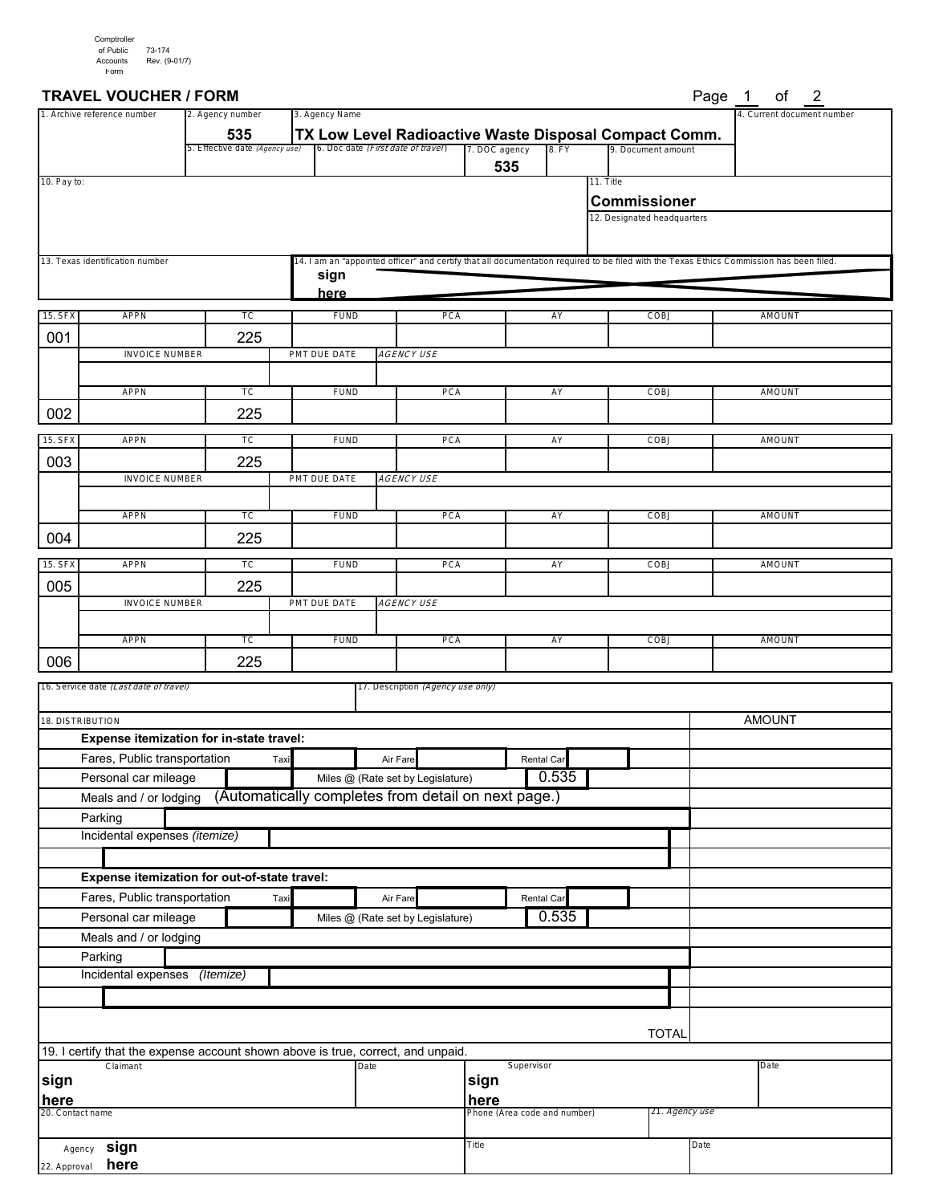Comptroller of Public Accounts Form 73-174 Rev. (9-01/7)

# TRAVEL VOUCHER / FORM

Page 1 of 2

| 1. Archive reference number | 2. Agency number | 3. Agency Name | | | | 4. Current document number |
|---|---|---|---|---|---|---|
| | 535 | TX Low Level Radioactive Waste Disposal Compact Comm. | | | | |
| | 5. Effective date *(Agency use)* | 6. Doc date *(First date of travel)* | 7. DOC agency | 8. FY | 9. Document amount | |
| | | | 535 | | | |

| 10. Pay to: | 11. Title |
|---|---|
| | Commissioner |
| | 12. Designated headquarters |
| | |

| 13. Texas identification number | 14. I am an "appointed officer" and certify that all documentation required to be filed with the Texas Ethics Commission has been filed. |
|---|---|
| | sign here |

| 15. SFX | APPN | TC | FUND | PCA | AY | COBJ | AMOUNT |
|---|---|---|---|---|---|---|---|
| 001 | | 225 | | | | | |
| | INVOICE NUMBER | | PMT DUE DATE | *AGENCY USE* | | | |
| | | | | | | | |
| | APPN | TC | FUND | PCA | AY | COBJ | AMOUNT |
| 002 | | 225 | | | | | |

| 15. SFX | APPN | TC | FUND | PCA | AY | COBJ | AMOUNT |
|---|---|---|---|---|---|---|---|
| 003 | | 225 | | | | | |
| | INVOICE NUMBER | | PMT DUE DATE | *AGENCY USE* | | | |
| | | | | | | | |
| | APPN | TC | FUND | PCA | AY | COBJ | AMOUNT |
| 004 | | 225 | | | | | |

| 15. SFX | APPN | TC | FUND | PCA | AY | COBJ | AMOUNT |
|---|---|---|---|---|---|---|---|
| 005 | | 225 | | | | | |
| | INVOICE NUMBER | | PMT DUE DATE | *AGENCY USE* | | | |
| | | | | | | | |
| | APPN | TC | FUND | PCA | AY | COBJ | AMOUNT |
| 006 | | 225 | | | | | |

| 16. Service date *(Last date of travel)* | 17. Description *(Agency use only)* |
|---|---|
| | |

| 18. DISTRIBUTION | AMOUNT |
|---|---|
| **Expense itemization for in-state travel:** | |
| Fares, Public transportation — Taxi ___ Air Fare ___ Rental Car ___ | |
| Personal car mileage ___ Miles @ (Rate set by Legislature) 0.535 | |
| Meals and / or lodging (Automatically completes from detail on next page.) | |
| Parking | |
| Incidental expenses *(itemize)* | |
| | |
| **Expense itemization for out-of-state travel:** | |
| Fares, Public transportation — Taxi ___ Air Fare ___ Rental Car ___ | |
| Personal car mileage ___ Miles @ (Rate set by Legislature) 0.535 | |
| Meals and / or lodging | |
| Parking | |
| Incidental expenses *(Itemize)* | |
| | |
| TOTAL | |

19. I certify that the expense account shown above is true, correct, and unpaid.

| Claimant | Date | Supervisor | Date |
|---|---|---|---|
| sign here | | sign here | |

| 20. Contact name | Phone (Area code and number) | 21. *Agency use* |
|---|---|---|
| | | |

| 22. Agency Approval | Title | Date |
|---|---|---|
| sign here | | |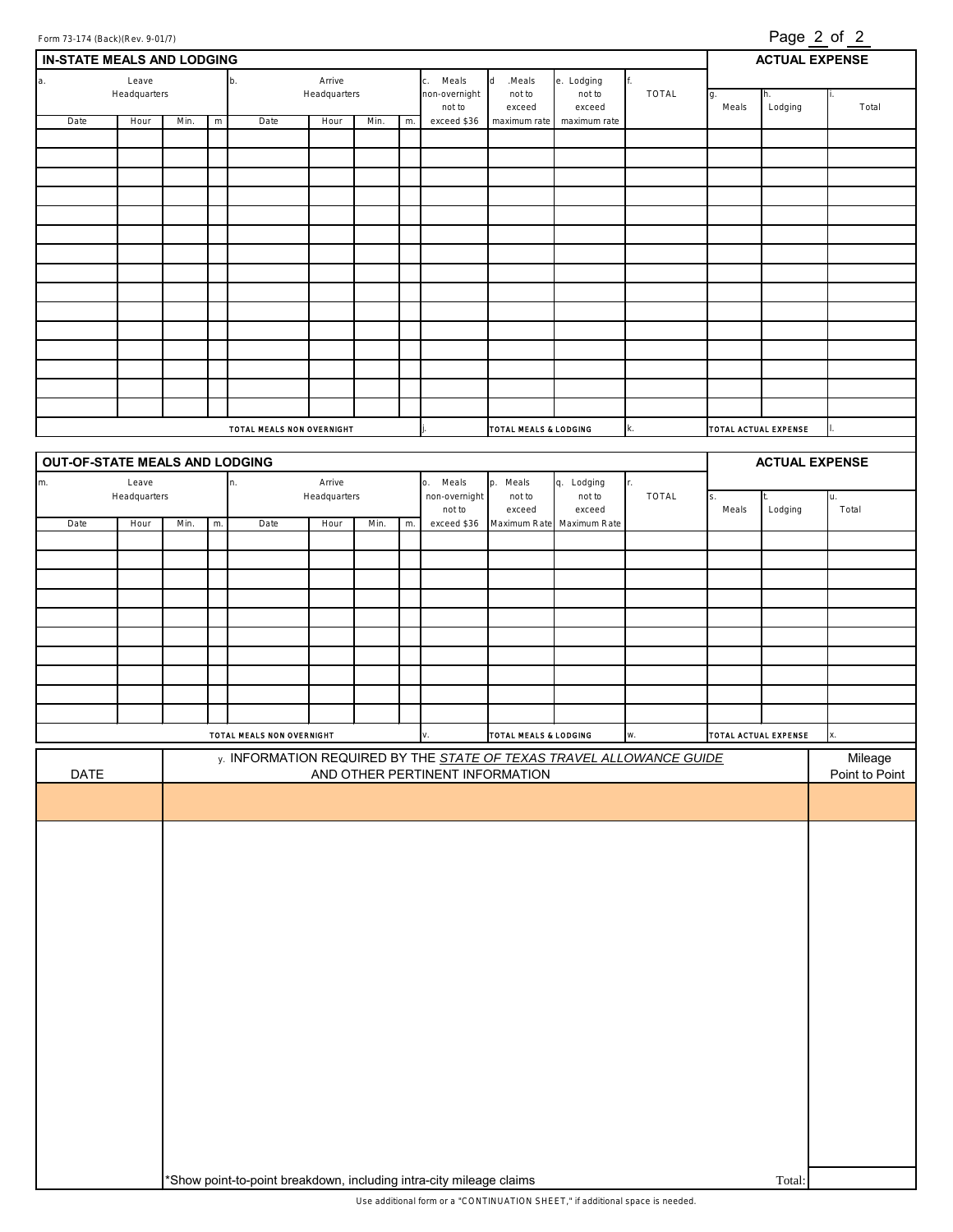Form 73-174 (Back)(Rev. 9-01/7)

## IN-STATE MEALS AND LODGING

| a. Leave Headquarters | | | | b. Arrive Headquarters | | | | c. Meals non-overnight not to exceed $36 | d. Meals not to exceed maximum rate | e. Lodging not to exceed maximum rate | f. TOTAL | ACTUAL EXPENSE | | |
|---|---|---|---|---|---|---|---|---|---|---|---|---|---|---|
| Date | Hour | Min. | m | Date | Hour | Min. | m. | | | | | g. Meals | h. Lodging | i. Total |
| | | | | | | | | | | | | | | |
| | | | | | | | | | | | | | | |
| | | | | | | | | | | | | | | |
| | | | | | | | | | | | | | | |
| | | | | | | | | | | | | | | |
| | | | | | | | | | | | | | | |
| | | | | | | | | | | | | | | |
| | | | | | | | | | | | | | | |
| | | | | | | | | | | | | | | |
| | | | | | | | | | | | | | | |
| | | | | | | | | | | | | | | |
| | | | | | | | | | | | | | | |
| | | | | | | | | | | | | | | |
| | | | | | | | | | | | | | | |
| | | | | | | | | | | | | | | |
| TOTAL MEALS NON OVERNIGHT | | | | | | | | j. | TOTAL MEALS & LODGING | | k. | TOTAL ACTUAL EXPENSE | | l. |

## OUT-OF-STATE MEALS AND LODGING

| m. Leave Headquarters | | | | n. Arrive Headquarters | | | | o. Meals non-overnight not to exceed $36 | p. Meals not to exceed Maximum Rate | q. Lodging not to exceed Maximum Rate | r. TOTAL | ACTUAL EXPENSE | | |
|---|---|---|---|---|---|---|---|---|---|---|---|---|---|---|
| Date | Hour | Min. | m. | Date | Hour | Min. | m. | | | | | s. Meals | t. Lodging | u. Total |
| | | | | | | | | | | | | | | |
| | | | | | | | | | | | | | | |
| | | | | | | | | | | | | | | |
| | | | | | | | | | | | | | | |
| | | | | | | | | | | | | | | |
| | | | | | | | | | | | | | | |
| | | | | | | | | | | | | | | |
| | | | | | | | | | | | | | | |
| | | | | | | | | | | | | | | |
| | | | | | | | | | | | | | | |
| TOTAL MEALS NON OVERNIGHT | | | | | | | | v. | TOTAL MEALS & LODGING | | w. | TOTAL ACTUAL EXPENSE | | x. |

| DATE | y. INFORMATION REQUIRED BY THE *STATE OF TEXAS TRAVEL ALLOWANCE GUIDE* AND OTHER PERTINENT INFORMATION | Mileage Point to Point |
|---|---|---|
| | | |
| | | |
| | *Show point-to-point breakdown, including intra-city mileage claims Total: | |

Use additional form or a "CONTINUATION SHEET," if additional space is needed.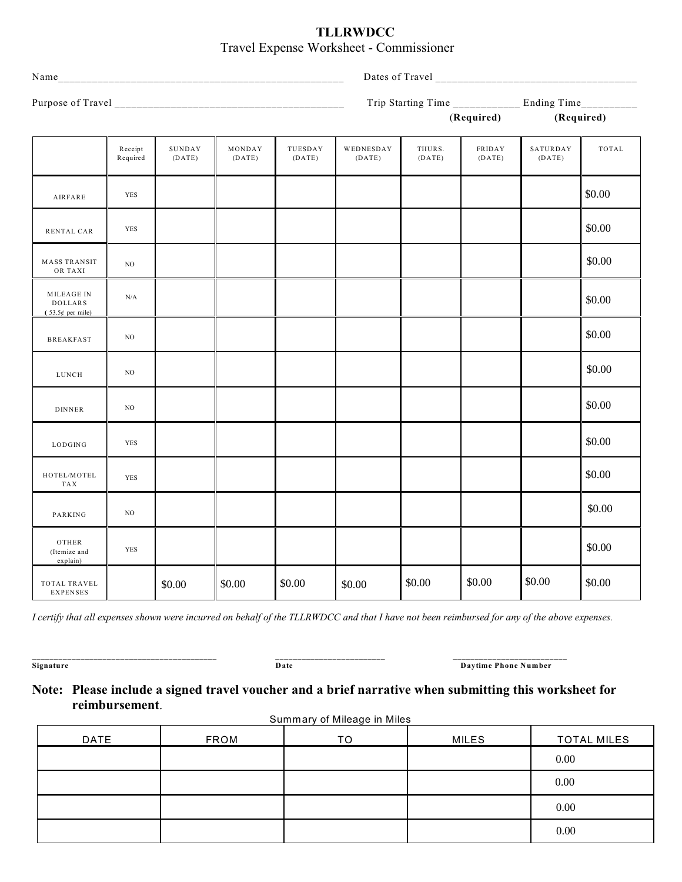# TLLRWDCC

Travel Expense Worksheet - Commissioner

Name\_\_\_\_\_\_\_\_\_\_\_\_\_\_\_\_\_\_\_\_\_\_\_\_\_\_\_\_\_\_\_\_\_\_\_\_\_\_\_\_\_\_\_\_\_\_\_\_ Dates of Travel \_\_\_\_\_\_\_\_\_\_\_\_\_\_\_\_\_\_\_\_\_\_\_\_\_\_\_\_\_\_\_\_\_\_\_

Purpose of Travel \_\_\_\_\_\_\_\_\_\_\_\_\_\_\_\_\_\_\_\_\_\_\_\_\_\_\_\_\_\_\_\_\_\_\_\_\_\_\_\_ Trip Starting Time \_\_\_\_\_\_\_\_\_\_\_ **(Required)** Ending Time\_\_\_\_\_\_\_\_\_ **(Required)**

| | Receipt Required | SUNDAY (DATE) | MONDAY (DATE) | TUESDAY (DATE) | WEDNESDAY (DATE) | THURS. (DATE) | FRIDAY (DATE) | SATURDAY (DATE) | TOTAL |
|---|---|---|---|---|---|---|---|---|---|
| AIRFARE | YES | | | | | | | | $0.00 |
| RENTAL CAR | YES | | | | | | | | $0.00 |
| MASS TRANSIT OR TAXI | NO | | | | | | | | $0.00 |
| MILEAGE IN DOLLARS ( 53.5¢ per mile) | N/A | | | | | | | | $0.00 |
| BREAKFAST | NO | | | | | | | | $0.00 |
| LUNCH | NO | | | | | | | | $0.00 |
| DINNER | NO | | | | | | | | $0.00 |
| LODGING | YES | | | | | | | | $0.00 |
| HOTEL/MOTEL TAX | YES | | | | | | | | $0.00 |
| PARKING | NO | | | | | | | | $0.00 |
| OTHER (Itemize and explain) | YES | | | | | | | | $0.00 |
| TOTAL TRAVEL EXPENSES | | $0.00 | $0.00 | $0.00 | $0.00 | $0.00 | $0.00 | $0.00 | $0.00 |

*I certify that all expenses shown were incurred on behalf of the TLLRWDCC and that I have not been reimbursed for any of the above expenses.*

\_\_\_\_\_\_\_\_\_\_\_\_\_\_\_\_\_\_\_\_\_\_\_\_\_\_\_\_\_\_\_\_\_\_\_\_\_\_ \_\_\_\_\_\_\_\_\_\_\_\_\_\_\_\_\_\_\_\_\_\_\_ \_\_\_\_\_\_\_\_\_\_\_\_\_\_\_\_\_\_\_\_\_\_\_\_

**Signature** **Date** **Daytime Phone Number**

**Note: Please include a signed travel voucher and a brief narrative when submitting this worksheet for reimbursement**.

Summary of Mileage in Miles

| DATE | FROM | TO | MILES | TOTAL MILES |
|---|---|---|---|---|
| | | | | 0.00 |
| | | | | 0.00 |
| | | | | 0.00 |
| | | | | 0.00 |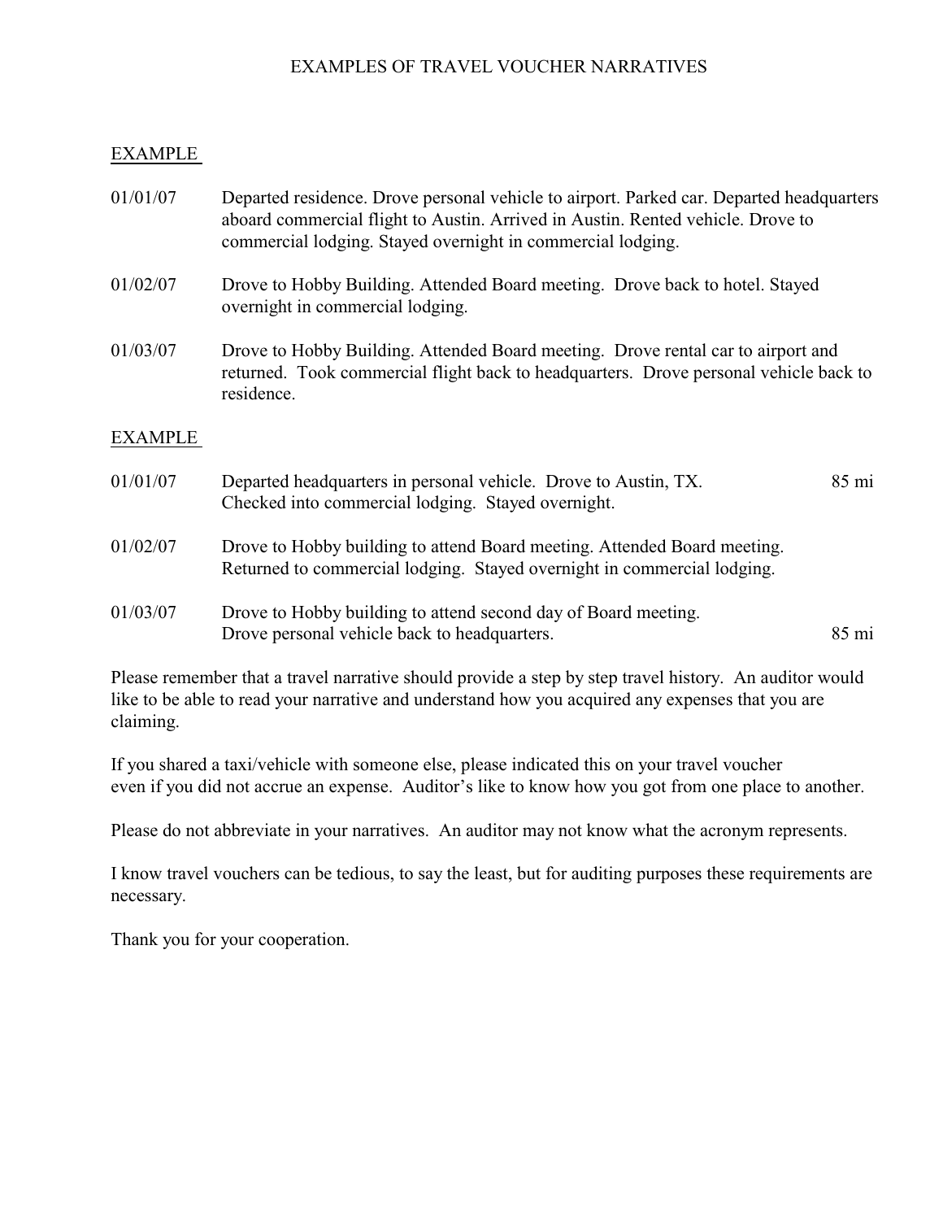# EXAMPLES OF TRAVEL VOUCHER NARRATIVES

## EXAMPLE

| | |
|---|---|
| 01/01/07 | Departed residence. Drove personal vehicle to airport. Parked car. Departed headquarters aboard commercial flight to Austin. Arrived in Austin. Rented vehicle. Drove to commercial lodging. Stayed overnight in commercial lodging. |
| 01/02/07 | Drove to Hobby Building. Attended Board meeting. Drove back to hotel. Stayed overnight in commercial lodging. |
| 01/03/07 | Drove to Hobby Building. Attended Board meeting. Drove rental car to airport and returned. Took commercial flight back to headquarters. Drove personal vehicle back to residence. |

## EXAMPLE

| | | |
|---|---|---|
| 01/01/07 | Departed headquarters in personal vehicle. Drove to Austin, TX. Checked into commercial lodging. Stayed overnight. | 85 mi |
| 01/02/07 | Drove to Hobby building to attend Board meeting. Attended Board meeting. Returned to commercial lodging. Stayed overnight in commercial lodging. | |
| 01/03/07 | Drove to Hobby building to attend second day of Board meeting. Drove personal vehicle back to headquarters. | 85 mi |

Please remember that a travel narrative should provide a step by step travel history. An auditor would like to be able to read your narrative and understand how you acquired any expenses that you are claiming.

If you shared a taxi/vehicle with someone else, please indicated this on your travel voucher even if you did not accrue an expense. Auditor's like to know how you got from one place to another.

Please do not abbreviate in your narratives. An auditor may not know what the acronym represents.

I know travel vouchers can be tedious, to say the least, but for auditing purposes these requirements are necessary.

Thank you for your cooperation.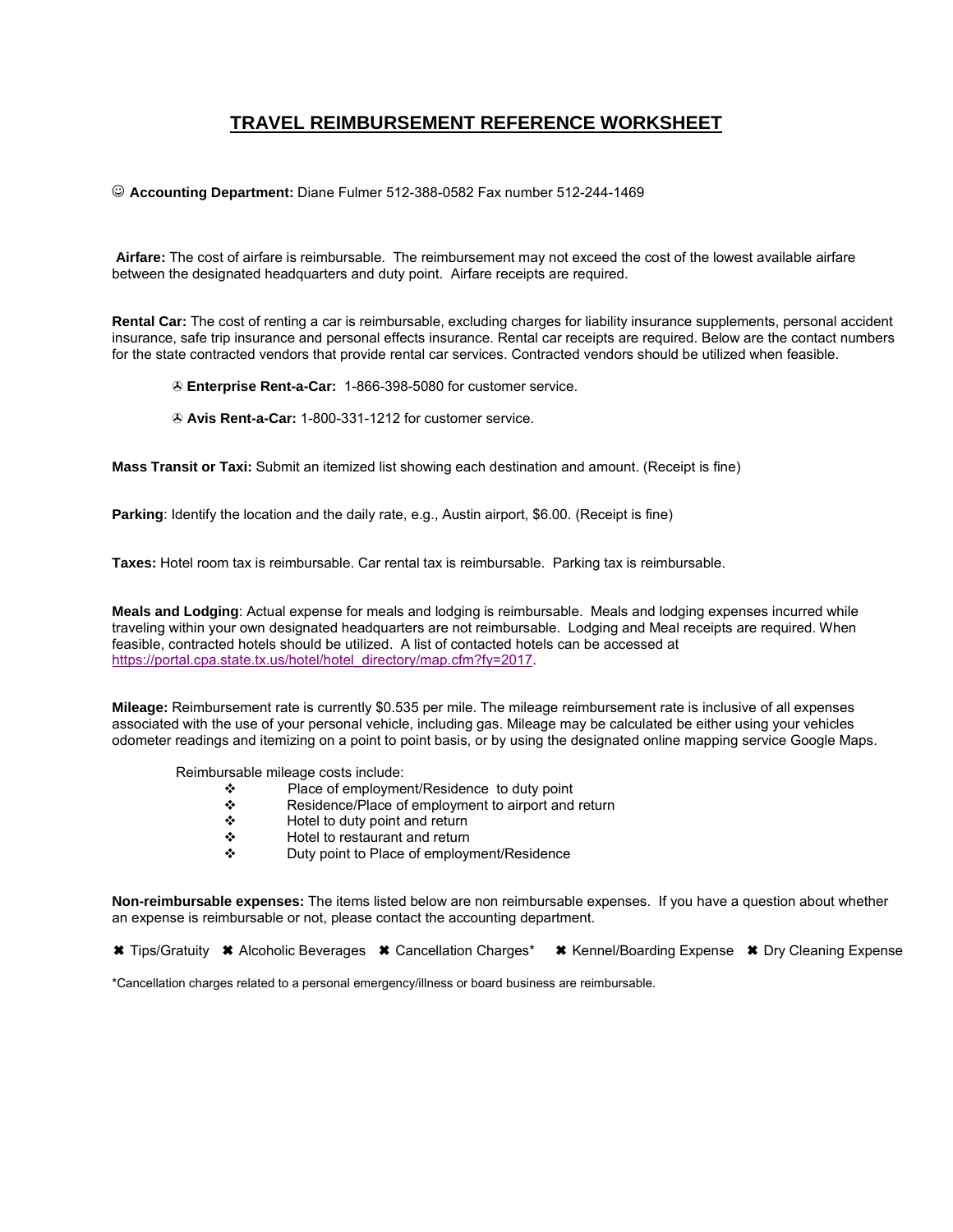# TRAVEL REIMBURSEMENT REFERENCE WORKSHEET

☺ **Accounting Department:** Diane Fulmer 512-388-0582 Fax number 512-244-1469

**Airfare:** The cost of airfare is reimbursable. The reimbursement may not exceed the cost of the lowest available airfare between the designated headquarters and duty point. Airfare receipts are required.

**Rental Car:** The cost of renting a car is reimbursable, excluding charges for liability insurance supplements, personal accident insurance, safe trip insurance and personal effects insurance. Rental car receipts are required. Below are the contact numbers for the state contracted vendors that provide rental car services. Contracted vendors should be utilized when feasible.

- ✇ **Enterprise Rent-a-Car:** 1-866-398-5080 for customer service.
- ✇ **Avis Rent-a-Car:** 1-800-331-1212 for customer service.

**Mass Transit or Taxi:** Submit an itemized list showing each destination and amount. (Receipt is fine)

**Parking**: Identify the location and the daily rate, e.g., Austin airport, $6.00. (Receipt is fine)

**Taxes:** Hotel room tax is reimbursable. Car rental tax is reimbursable. Parking tax is reimbursable.

**Meals and Lodging**: Actual expense for meals and lodging is reimbursable. Meals and lodging expenses incurred while traveling within your own designated headquarters are not reimbursable. Lodging and Meal receipts are required. When feasible, contracted hotels should be utilized. A list of contacted hotels can be accessed at https://portal.cpa.state.tx.us/hotel/hotel_directory/map.cfm?fy=2017.

**Mileage:** Reimbursement rate is currently $0.535 per mile. The mileage reimbursement rate is inclusive of all expenses associated with the use of your personal vehicle, including gas. Mileage may be calculated be either using your vehicles odometer readings and itemizing on a point to point basis, or by using the designated online mapping service Google Maps.

Reimbursable mileage costs include:

- ❖ Place of employment/Residence to duty point
- ❖ Residence/Place of employment to airport and return
- ❖ Hotel to duty point and return
- ❖ Hotel to restaurant and return
- ❖ Duty point to Place of employment/Residence

**Non-reimbursable expenses:** The items listed below are non reimbursable expenses. If you have a question about whether an expense is reimbursable or not, please contact the accounting department.

✖ Tips/Gratuity ✖ Alcoholic Beverages ✖ Cancellation Charges* ✖ Kennel/Boarding Expense ✖ Dry Cleaning Expense

*Cancellation charges related to a personal emergency/illness or board business are reimbursable.